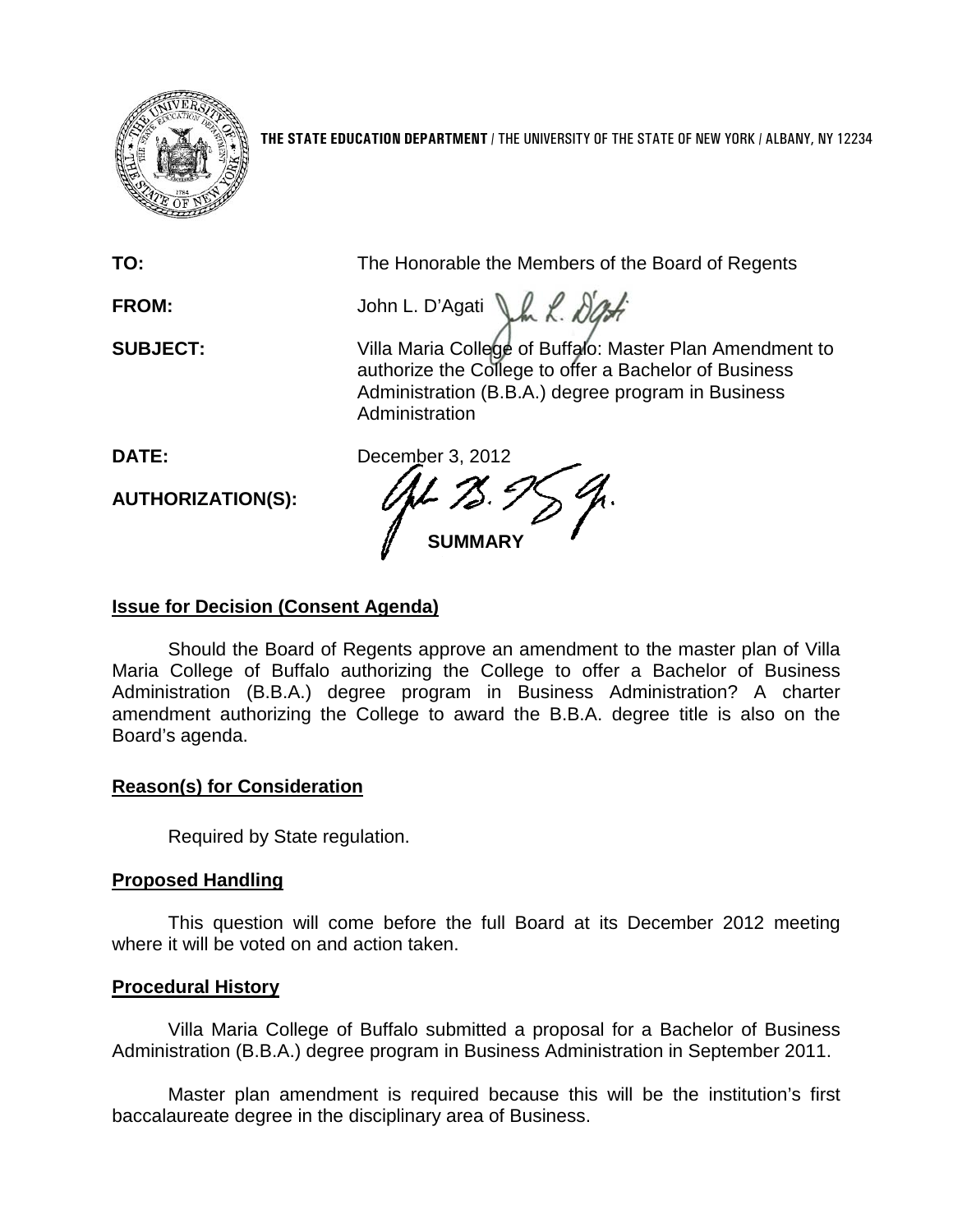**THE STATE EDUCATION DEPARTMENT** / THE UNIVERSITY OF THE STATE OF NEW YORK / ALBANY, NY 12234

**TO:** The Honorable the Members of the Board of Regents

**FROM:** John L. D'Agati

**SUBJECT:** Villa Maria College of Buffalo: Master Plan Amendment to authorize the College to offer a Bachelor of Business Administration (B.B.A.) degree program in Business Administration

**DATE:** December 3, 2012

**AUTHORIZATION(S):**

**SUMMARY**

**Issue for Decision (Consent Agenda)**

Should the Board of Regents approve an amendment to the master plan of Villa Maria College of Buffalo authorizing the College to offer a Bachelor of Business Administration (B.B.A.) degree program in Business Administration? A charter amendment authorizing the College to award the B.B.A. degree title is also on the Board's agenda.

**Reason(s) for Consideration**

Required by State regulation.

**Proposed Handling**

This question will come before the full Board at its December 2012 meeting where it will be voted on and action taken.

**Procedural History**

Villa Maria College of Buffalo submitted a proposal for a Bachelor of Business Administration (B.B.A.) degree program in Business Administration in September 2011.

Master plan amendment is required because this will be the institution's first baccalaureate degree in the disciplinary area of Business.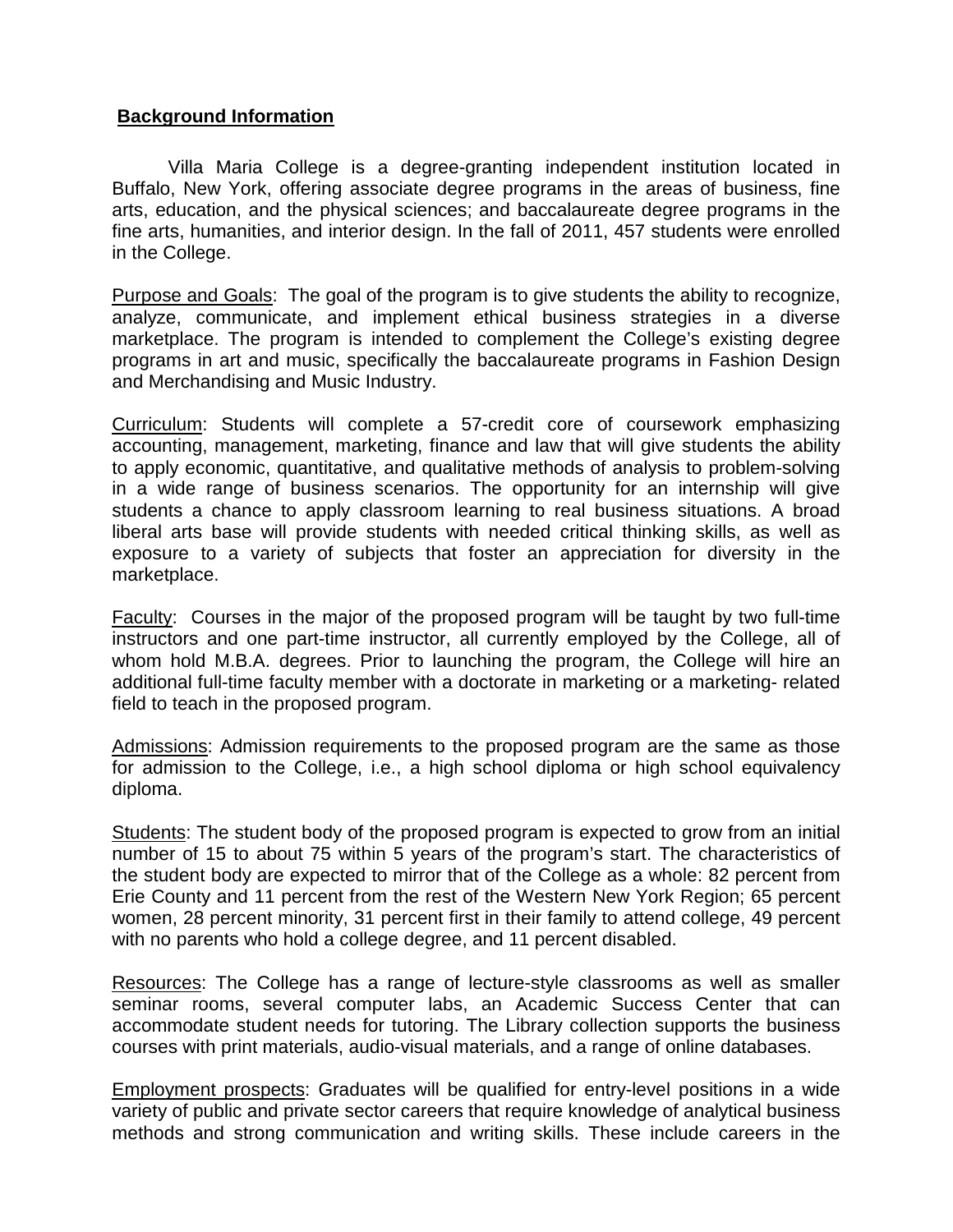## Background Information

Villa Maria College is a degree-granting independent institution located in Buffalo, New York, offering associate degree programs in the areas of business, fine arts, education, and the physical sciences; and baccalaureate degree programs in the fine arts, humanities, and interior design. In the fall of 2011, 457 students were enrolled in the College.

Purpose and Goals: The goal of the program is to give students the ability to recognize, analyze, communicate, and implement ethical business strategies in a diverse marketplace. The program is intended to complement the College's existing degree programs in art and music, specifically the baccalaureate programs in Fashion Design and Merchandising and Music Industry.

Curriculum: Students will complete a 57-credit core of coursework emphasizing accounting, management, marketing, finance and law that will give students the ability to apply economic, quantitative, and qualitative methods of analysis to problem-solving in a wide range of business scenarios. The opportunity for an internship will give students a chance to apply classroom learning to real business situations. A broad liberal arts base will provide students with needed critical thinking skills, as well as exposure to a variety of subjects that foster an appreciation for diversity in the marketplace.

Faculty: Courses in the major of the proposed program will be taught by two full-time instructors and one part-time instructor, all currently employed by the College, all of whom hold M.B.A. degrees. Prior to launching the program, the College will hire an additional full-time faculty member with a doctorate in marketing or a marketing- related field to teach in the proposed program.

Admissions: Admission requirements to the proposed program are the same as those for admission to the College, i.e., a high school diploma or high school equivalency diploma.

Students: The student body of the proposed program is expected to grow from an initial number of 15 to about 75 within 5 years of the program's start. The characteristics of the student body are expected to mirror that of the College as a whole: 82 percent from Erie County and 11 percent from the rest of the Western New York Region; 65 percent women, 28 percent minority, 31 percent first in their family to attend college, 49 percent with no parents who hold a college degree, and 11 percent disabled.

Resources: The College has a range of lecture-style classrooms as well as smaller seminar rooms, several computer labs, an Academic Success Center that can accommodate student needs for tutoring. The Library collection supports the business courses with print materials, audio-visual materials, and a range of online databases.

Employment prospects: Graduates will be qualified for entry-level positions in a wide variety of public and private sector careers that require knowledge of analytical business methods and strong communication and writing skills. These include careers in the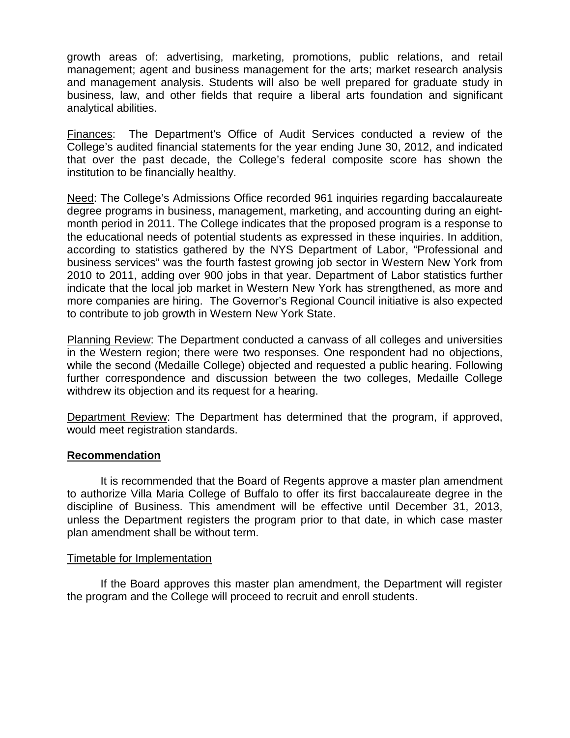growth areas of: advertising, marketing, promotions, public relations, and retail management; agent and business management for the arts; market research analysis and management analysis. Students will also be well prepared for graduate study in business, law, and other fields that require a liberal arts foundation and significant analytical abilities.

Finances: The Department's Office of Audit Services conducted a review of the College's audited financial statements for the year ending June 30, 2012, and indicated that over the past decade, the College's federal composite score has shown the institution to be financially healthy.

Need: The College's Admissions Office recorded 961 inquiries regarding baccalaureate degree programs in business, management, marketing, and accounting during an eight-month period in 2011. The College indicates that the proposed program is a response to the educational needs of potential students as expressed in these inquiries. In addition, according to statistics gathered by the NYS Department of Labor, "Professional and business services" was the fourth fastest growing job sector in Western New York from 2010 to 2011, adding over 900 jobs in that year. Department of Labor statistics further indicate that the local job market in Western New York has strengthened, as more and more companies are hiring. The Governor's Regional Council initiative is also expected to contribute to job growth in Western New York State.

Planning Review: The Department conducted a canvass of all colleges and universities in the Western region; there were two responses. One respondent had no objections, while the second (Medaille College) objected and requested a public hearing. Following further correspondence and discussion between the two colleges, Medaille College withdrew its objection and its request for a hearing.

Department Review: The Department has determined that the program, if approved, would meet registration standards.

## **Recommendation**

It is recommended that the Board of Regents approve a master plan amendment to authorize Villa Maria College of Buffalo to offer its first baccalaureate degree in the discipline of Business. This amendment will be effective until December 31, 2013, unless the Department registers the program prior to that date, in which case master plan amendment shall be without term.

### Timetable for Implementation

If the Board approves this master plan amendment, the Department will register the program and the College will proceed to recruit and enroll students.